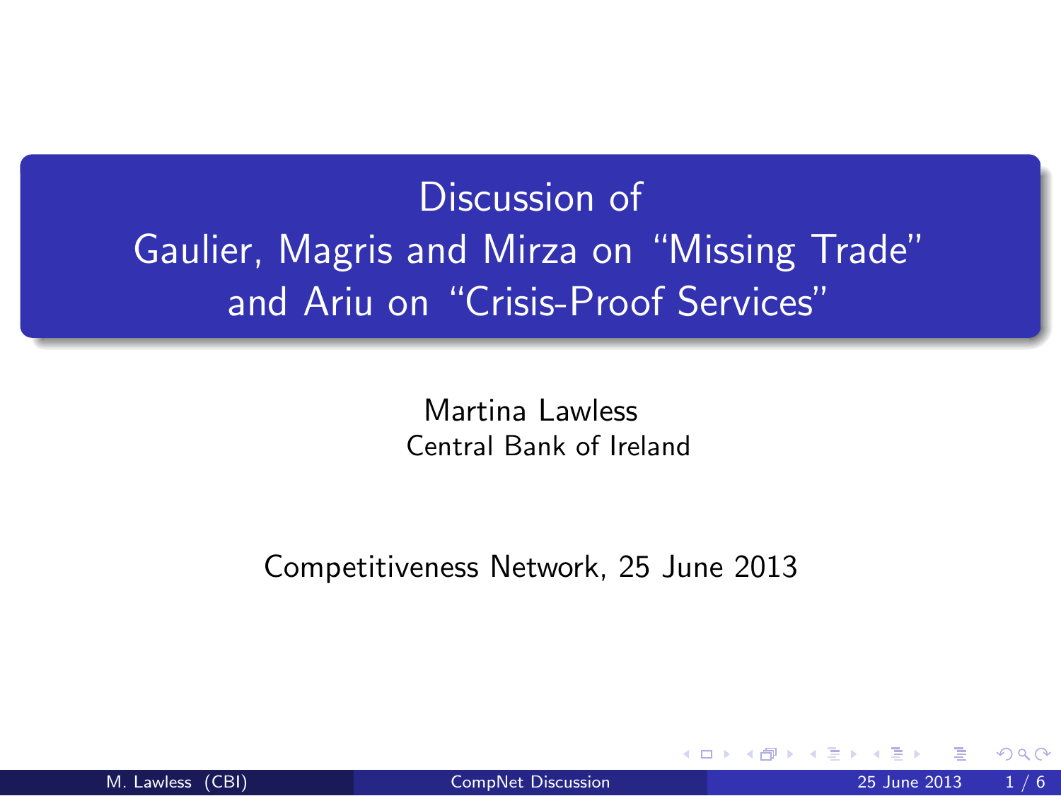# Discussion of Gaulier, Magris and Mirza on "Missing Trade" and Ariu on "Crisis-Proof Services"

Martina Lawless
Central Bank of Ireland

Competitiveness Network, 25 June 2013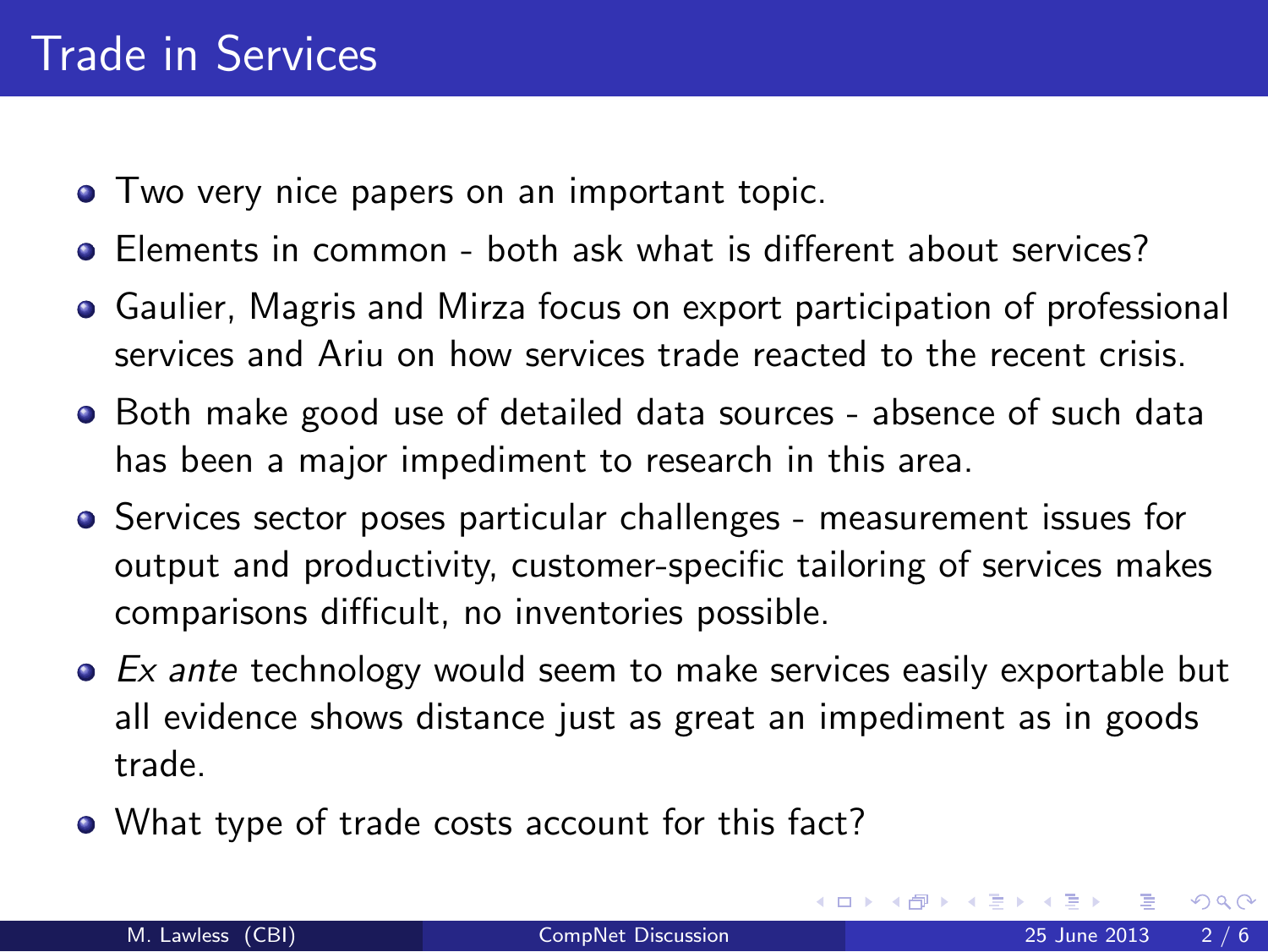# Trade in Services

- Two very nice papers on an important topic.
- Elements in common - both ask what is different about services?
- Gaulier, Magris and Mirza focus on export participation of professional services and Ariu on how services trade reacted to the recent crisis.
- Both make good use of detailed data sources - absence of such data has been a major impediment to research in this area.
- Services sector poses particular challenges - measurement issues for output and productivity, customer-specific tailoring of services makes comparisons difficult, no inventories possible.
- *Ex ante* technology would seem to make services easily exportable but all evidence shows distance just as great an impediment as in goods trade.
- What type of trade costs account for this fact?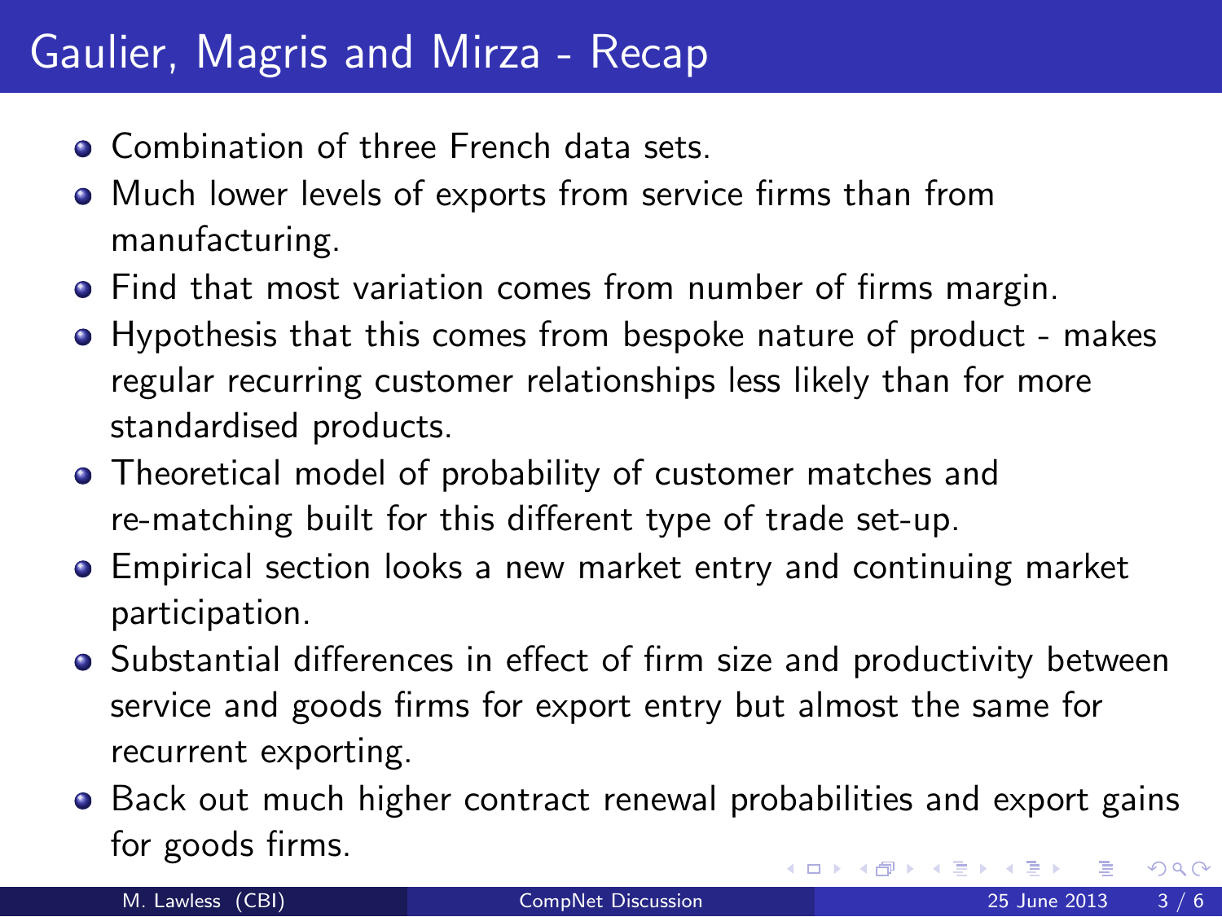# Gaulier, Magris and Mirza - Recap

- Combination of three French data sets.
- Much lower levels of exports from service firms than from manufacturing.
- Find that most variation comes from number of firms margin.
- Hypothesis that this comes from bespoke nature of product - makes regular recurring customer relationships less likely than for more standardised products.
- Theoretical model of probability of customer matches and re-matching built for this different type of trade set-up.
- Empirical section looks a new market entry and continuing market participation.
- Substantial differences in effect of firm size and productivity between service and goods firms for export entry but almost the same for recurrent exporting.
- Back out much higher contract renewal probabilities and export gains for goods firms.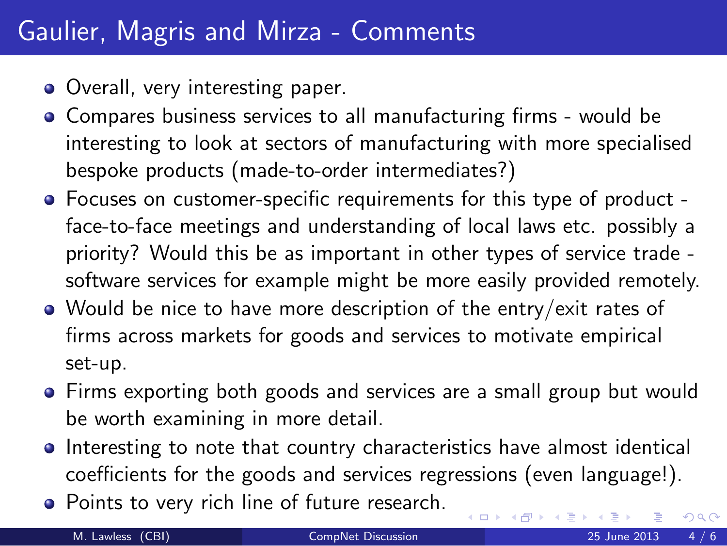# Gaulier, Magris and Mirza - Comments

- Overall, very interesting paper.
- Compares business services to all manufacturing firms - would be interesting to look at sectors of manufacturing with more specialised bespoke products (made-to-order intermediates?)
- Focuses on customer-specific requirements for this type of product - face-to-face meetings and understanding of local laws etc. possibly a priority? Would this be as important in other types of service trade - software services for example might be more easily provided remotely.
- Would be nice to have more description of the entry/exit rates of firms across markets for goods and services to motivate empirical set-up.
- Firms exporting both goods and services are a small group but would be worth examining in more detail.
- Interesting to note that country characteristics have almost identical coefficients for the goods and services regressions (even language!).
- Points to very rich line of future research.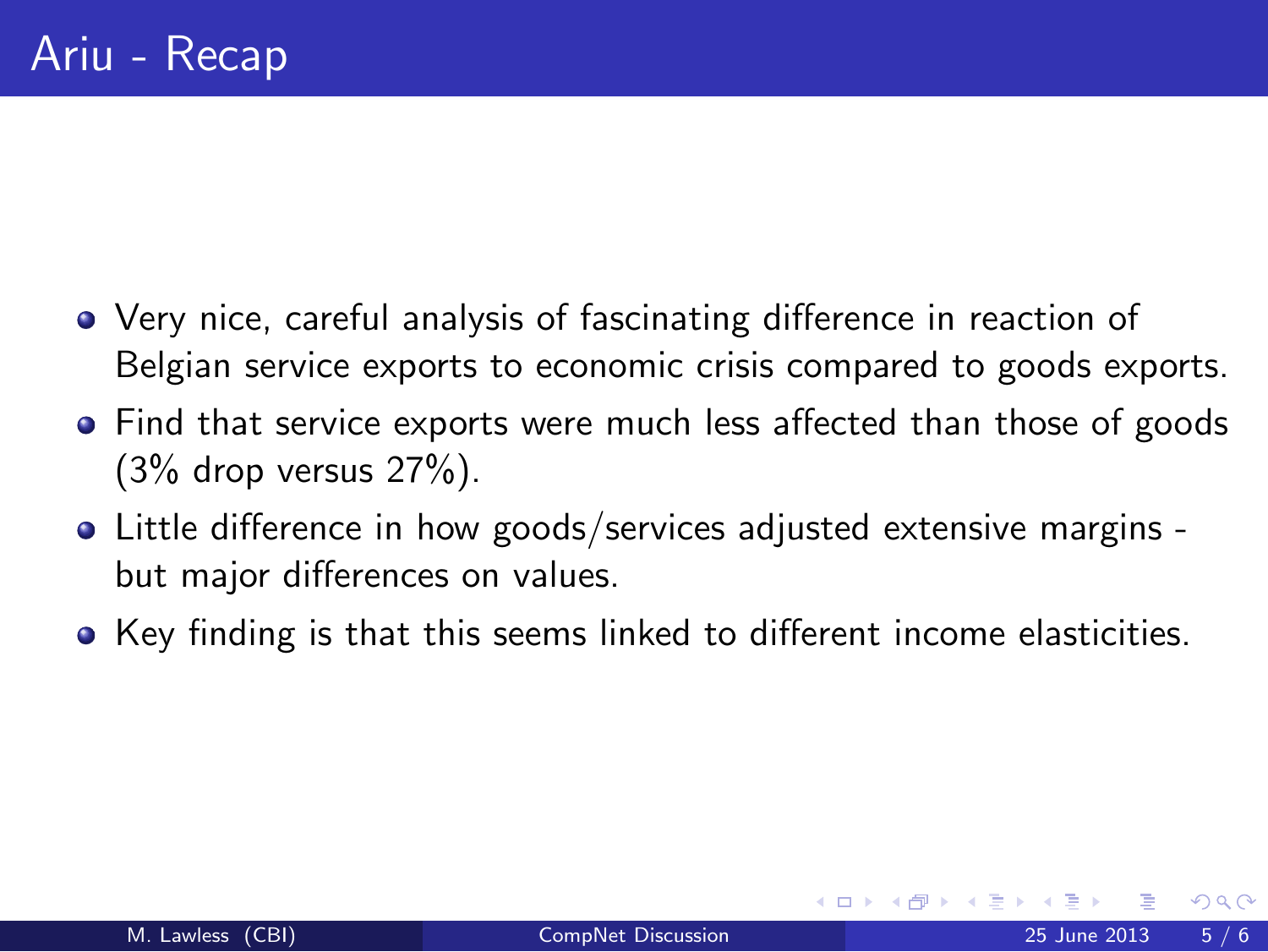# Ariu - Recap

- Very nice, careful analysis of fascinating difference in reaction of Belgian service exports to economic crisis compared to goods exports.
- Find that service exports were much less affected than those of goods (3% drop versus 27%).
- Little difference in how goods/services adjusted extensive margins - but major differences on values.
- Key finding is that this seems linked to different income elasticities.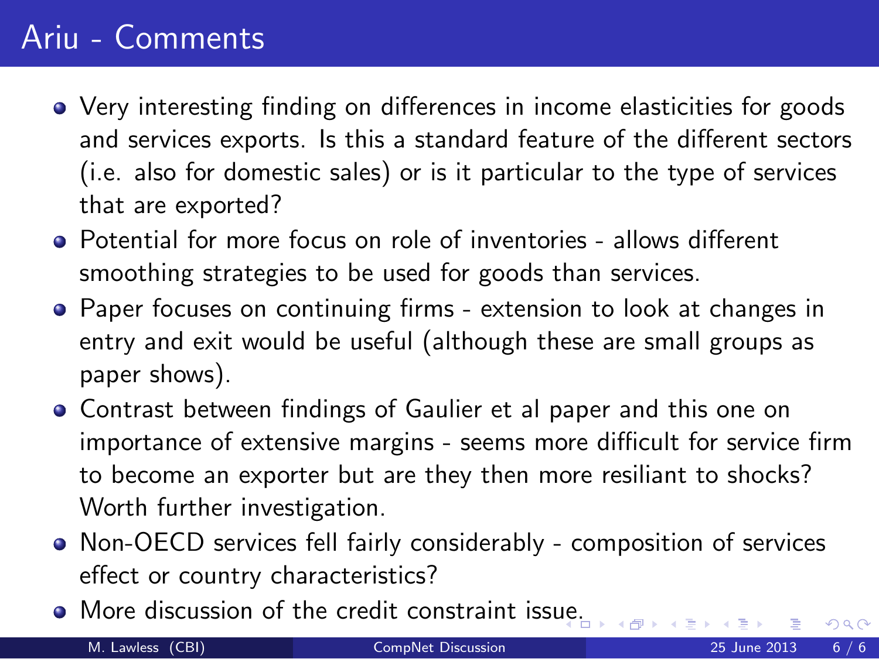# Ariu - Comments

- Very interesting finding on differences in income elasticities for goods and services exports. Is this a standard feature of the different sectors (i.e. also for domestic sales) or is it particular to the type of services that are exported?
- Potential for more focus on role of inventories - allows different smoothing strategies to be used for goods than services.
- Paper focuses on continuing firms - extension to look at changes in entry and exit would be useful (although these are small groups as paper shows).
- Contrast between findings of Gaulier et al paper and this one on importance of extensive margins - seems more difficult for service firm to become an exporter but are they then more resiliant to shocks? Worth further investigation.
- Non-OECD services fell fairly considerably - composition of services effect or country characteristics?
- More discussion of the credit constraint issue.